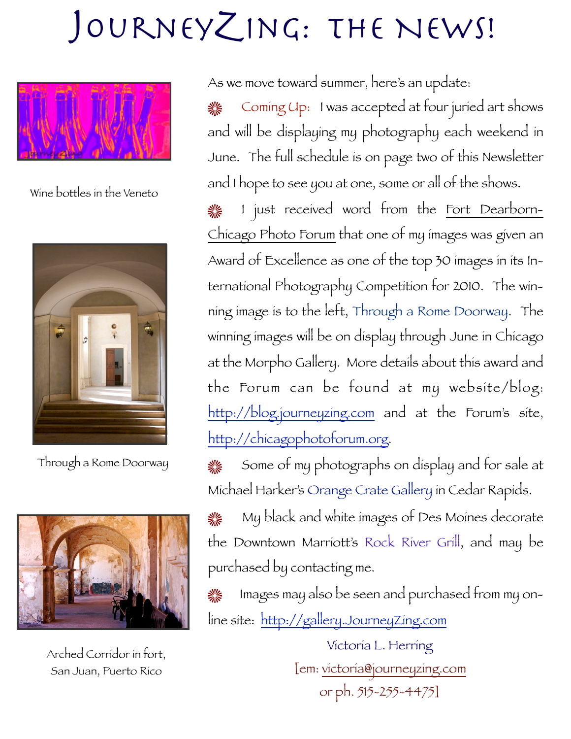# JourneyZing: the News!

Wine bottles in the Veneto

Through a Rome Doorway

Arched Corridor in fort, San Juan, Puerto Rico

As we move toward summer, here's an update:

- Coming Up: I was accepted at four juried art shows and will be displaying my photography each weekend in June. The full schedule is on page two of this Newsletter and I hope to see you at one, some or all of the shows.
- I just received word from the Fort Dearborn-Chicago Photo Forum that one of my images was given an Award of Excellence as one of the top 30 images in its International Photography Competition for 2010. The winning image is to the left, Through a Rome Doorway. The winning images will be on display through June in Chicago at the Morpho Gallery. More details about this award and the Forum can be found at my website/blog: http://blog.journeyzing.com and at the Forum's site, http://chicagophotoforum.org.
- Some of my photographs on display and for sale at Michael Harker's Orange Crate Gallery in Cedar Rapids.
- My black and white images of Des Moines decorate the Downtown Marriott's Rock River Grill, and may be purchased by contacting me.
- Images may also be seen and purchased from my online site: http://gallery.JourneyZing.com

Victoria L. Herring

[em: victoria@journeyzing.com

or ph. 515-255-4475]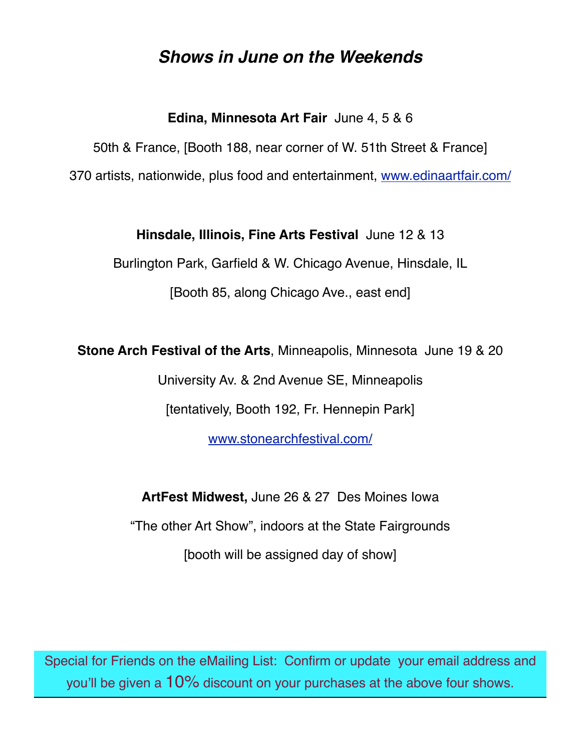## *Shows in June on the Weekends*

**Edina, Minnesota Art Fair** June 4, 5 & 6

50th & France, [Booth 188, near corner of W. 51th Street & France]

370 artists, nationwide, plus food and entertainment, www.edinaartfair.com/

**Hinsdale, Illinois, Fine Arts Festival** June 12 & 13

Burlington Park, Garfield & W. Chicago Avenue, Hinsdale, IL

[Booth 85, along Chicago Ave., east end]

**Stone Arch Festival of the Arts**, Minneapolis, Minnesota June 19 & 20

University Av. & 2nd Avenue SE, Minneapolis

[tentatively, Booth 192, Fr. Hennepin Park]

www.stonearchfestival.com/

**ArtFest Midwest,** June 26 & 27 Des Moines Iowa

"The other Art Show", indoors at the State Fairgrounds

[booth will be assigned day of show]

Special for Friends on the eMailing List: Confirm or update your email address and you'll be given a 10% discount on your purchases at the above four shows.